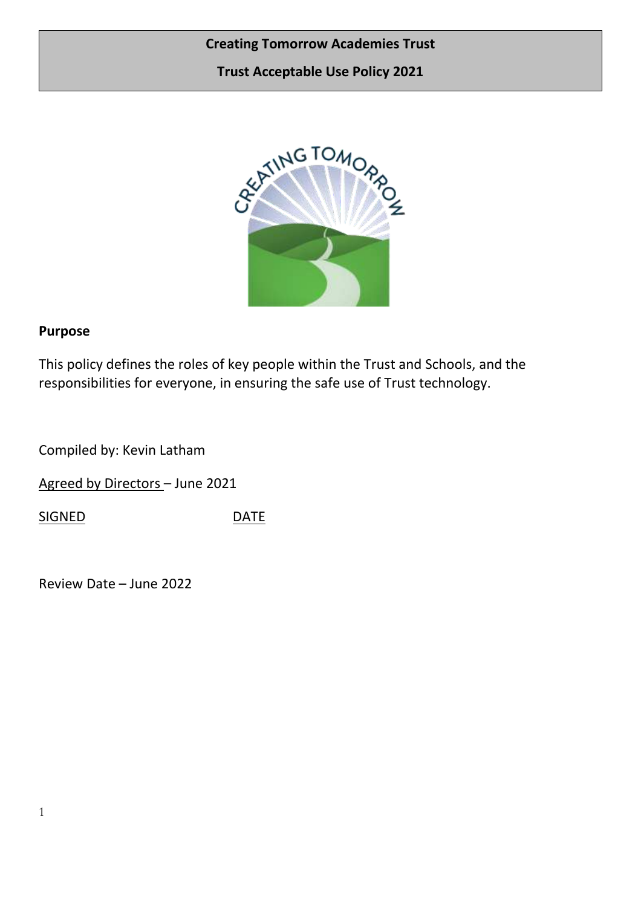**Creating Tomorrow Academies Trust**

**Trust Acceptable Use Policy 2021**

**Purpose**

This policy defines the roles of key people within the Trust and Schools, and the responsibilities for everyone, in ensuring the safe use of Trust technology.

Compiled by: Kevin Latham

Agreed by Directors – June 2021

SIGNED DATE

Review Date – June 2022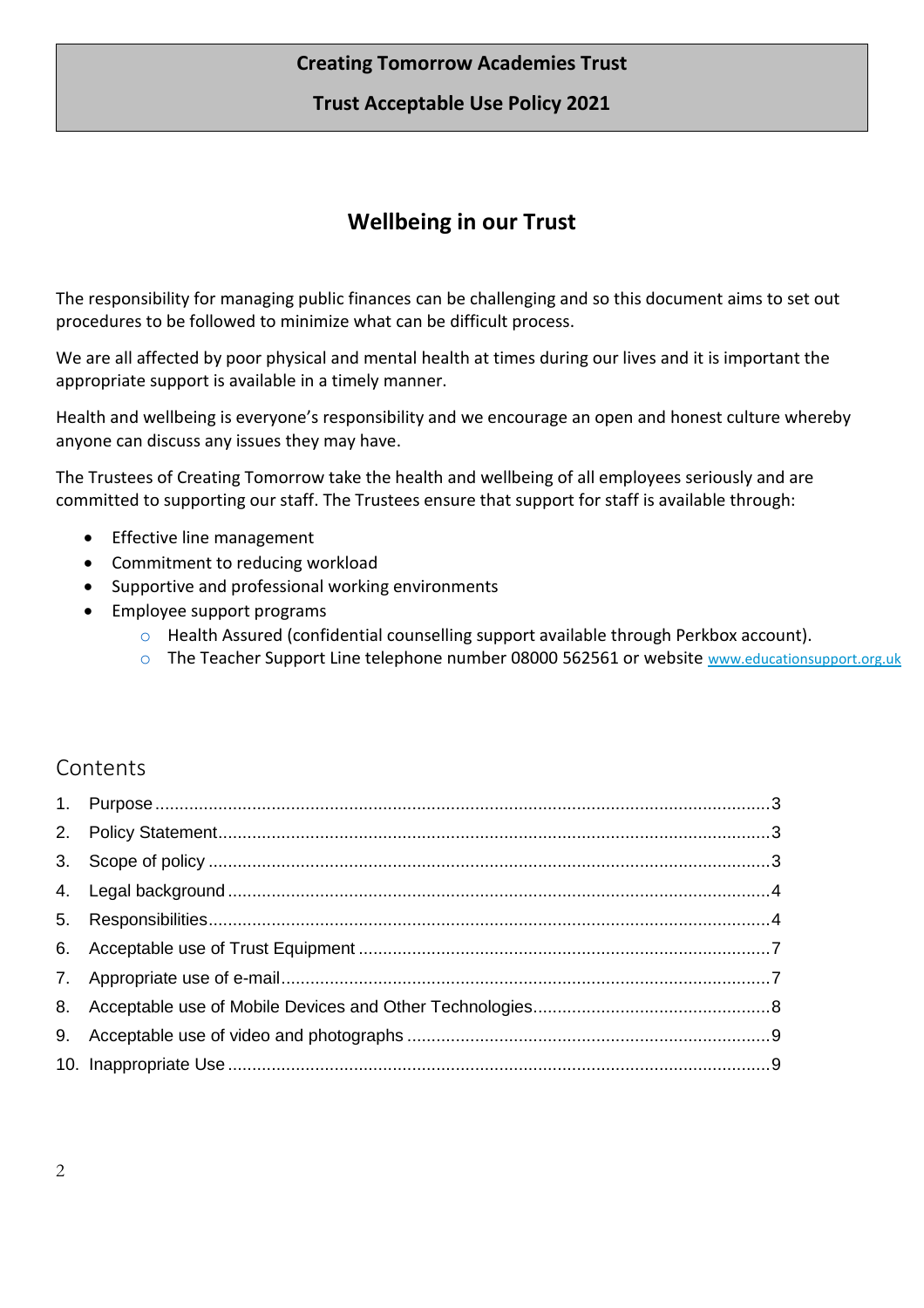**Creating Tomorrow Academies Trust**

**Trust Acceptable Use Policy 2021**

## Wellbeing in our Trust

The responsibility for managing public finances can be challenging and so this document aims to set out procedures to be followed to minimize what can be difficult process.

We are all affected by poor physical and mental health at times during our lives and it is important the appropriate support is available in a timely manner.

Health and wellbeing is everyone's responsibility and we encourage an open and honest culture whereby anyone can discuss any issues they may have.

The Trustees of Creating Tomorrow take the health and wellbeing of all employees seriously and are committed to supporting our staff. The Trustees ensure that support for staff is available through:

- Effective line management
- Commitment to reducing workload
- Supportive and professional working environments
- Employee support programs
  - Health Assured (confidential counselling support available through Perkbox account).
  - The Teacher Support Line telephone number 08000 562561 or website www.educationsupport.org.uk

## Contents

1. Purpose .......... 3
2. Policy Statement .......... 3
3. Scope of policy .......... 3
4. Legal background .......... 4
5. Responsibilities .......... 4
6. Acceptable use of Trust Equipment .......... 7
7. Appropriate use of e-mail .......... 7
8. Acceptable use of Mobile Devices and Other Technologies .......... 8
9. Acceptable use of video and photographs .......... 9
10. Inappropriate Use .......... 9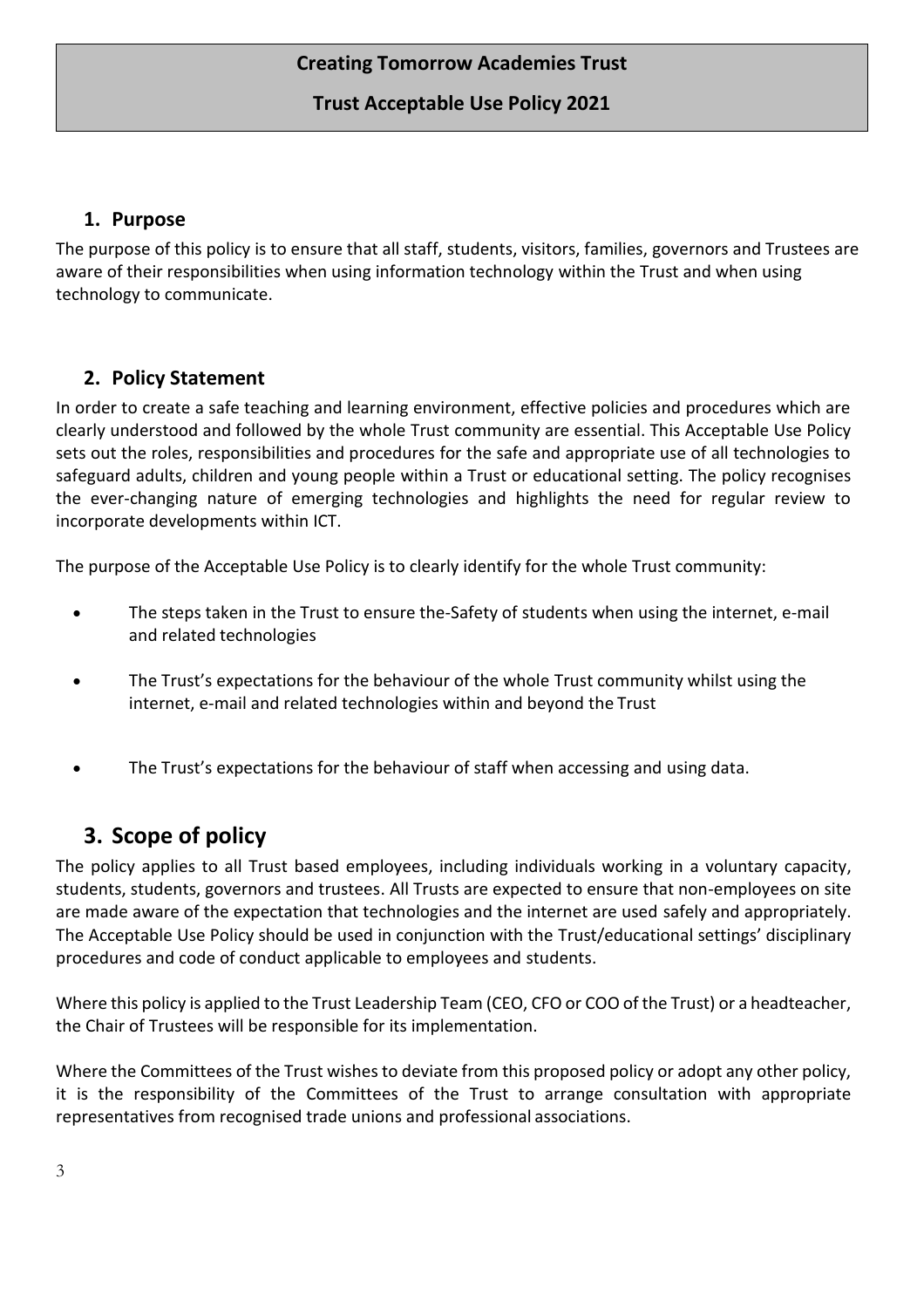# Creating Tomorrow Academies Trust

## Trust Acceptable Use Policy 2021

## 1. Purpose

The purpose of this policy is to ensure that all staff, students, visitors, families, governors and Trustees are aware of their responsibilities when using information technology within the Trust and when using technology to communicate.

## 2. Policy Statement

In order to create a safe teaching and learning environment, effective policies and procedures which are clearly understood and followed by the whole Trust community are essential. This Acceptable Use Policy sets out the roles, responsibilities and procedures for the safe and appropriate use of all technologies to safeguard adults, children and young people within a Trust or educational setting. The policy recognises the ever-changing nature of emerging technologies and highlights the need for regular review to incorporate developments within ICT.

The purpose of the Acceptable Use Policy is to clearly identify for the whole Trust community:

- The steps taken in the Trust to ensure the-Safety of students when using the internet, e-mail and related technologies
- The Trust's expectations for the behaviour of the whole Trust community whilst using the internet, e-mail and related technologies within and beyond the Trust
- The Trust's expectations for the behaviour of staff when accessing and using data.

## 3. Scope of policy

The policy applies to all Trust based employees, including individuals working in a voluntary capacity, students, students, governors and trustees. All Trusts are expected to ensure that non-employees on site are made aware of the expectation that technologies and the internet are used safely and appropriately. The Acceptable Use Policy should be used in conjunction with the Trust/educational settings' disciplinary procedures and code of conduct applicable to employees and students.

Where this policy is applied to the Trust Leadership Team (CEO, CFO or COO of the Trust) or a headteacher, the Chair of Trustees will be responsible for its implementation.

Where the Committees of the Trust wishes to deviate from this proposed policy or adopt any other policy, it is the responsibility of the Committees of the Trust to arrange consultation with appropriate representatives from recognised trade unions and professional associations.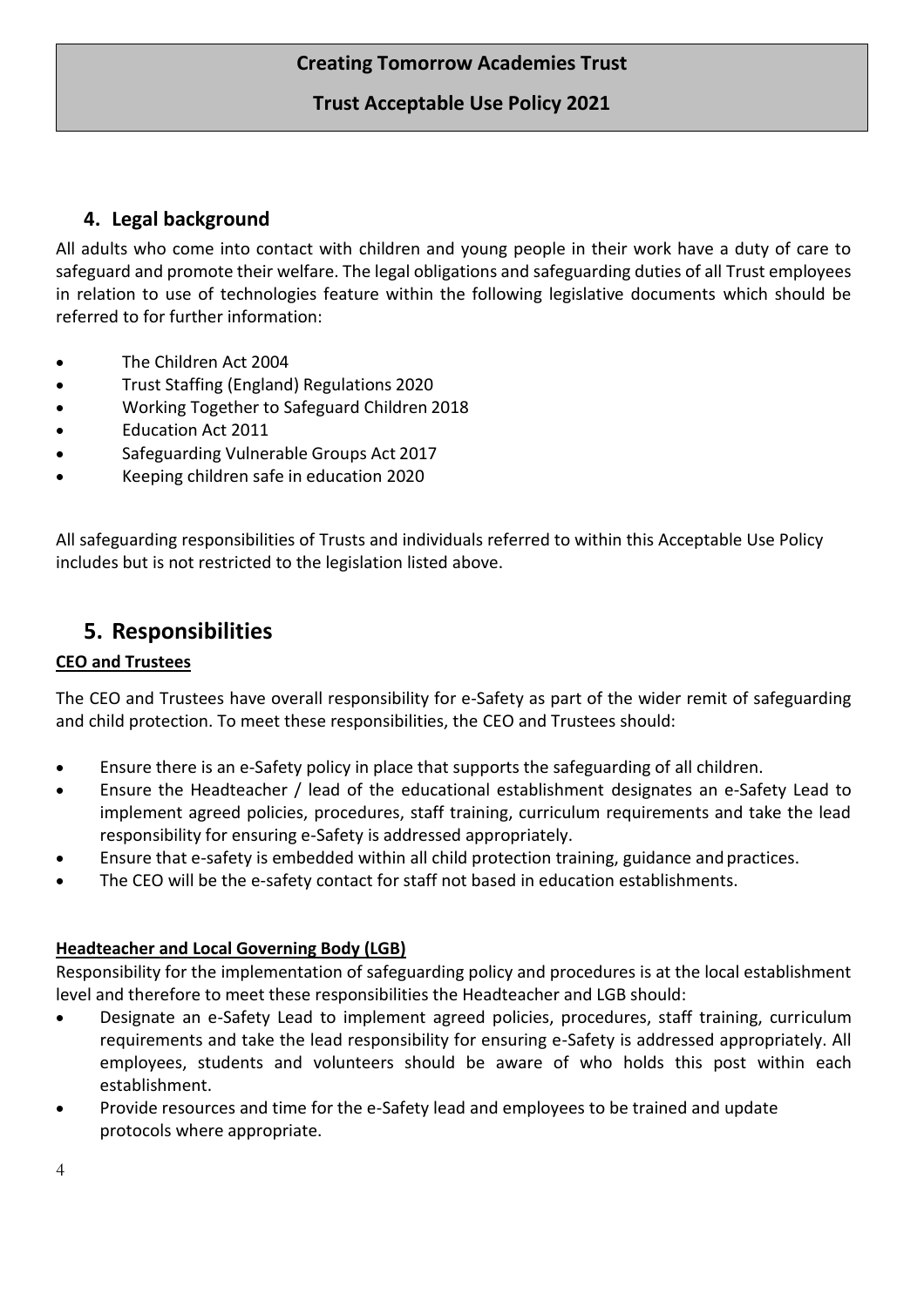## 4. Legal background

All adults who come into contact with children and young people in their work have a duty of care to safeguard and promote their welfare. The legal obligations and safeguarding duties of all Trust employees in relation to use of technologies feature within the following legislative documents which should be referred to for further information:

- The Children Act 2004
- Trust Staffing (England) Regulations 2020
- Working Together to Safeguard Children 2018
- Education Act 2011
- Safeguarding Vulnerable Groups Act 2017
- Keeping children safe in education 2020

All safeguarding responsibilities of Trusts and individuals referred to within this Acceptable Use Policy includes but is not restricted to the legislation listed above.

## 5. Responsibilities

**CEO and Trustees**

The CEO and Trustees have overall responsibility for e-Safety as part of the wider remit of safeguarding and child protection. To meet these responsibilities, the CEO and Trustees should:

- Ensure there is an e-Safety policy in place that supports the safeguarding of all children.
- Ensure the Headteacher / lead of the educational establishment designates an e-Safety Lead to implement agreed policies, procedures, staff training, curriculum requirements and take the lead responsibility for ensuring e-Safety is addressed appropriately.
- Ensure that e-safety is embedded within all child protection training, guidance and practices.
- The CEO will be the e-safety contact for staff not based in education establishments.

**Headteacher and Local Governing Body (LGB)**

Responsibility for the implementation of safeguarding policy and procedures is at the local establishment level and therefore to meet these responsibilities the Headteacher and LGB should:

- Designate an e-Safety Lead to implement agreed policies, procedures, staff training, curriculum requirements and take the lead responsibility for ensuring e-Safety is addressed appropriately. All employees, students and volunteers should be aware of who holds this post within each establishment.
- Provide resources and time for the e-Safety lead and employees to be trained and update protocols where appropriate.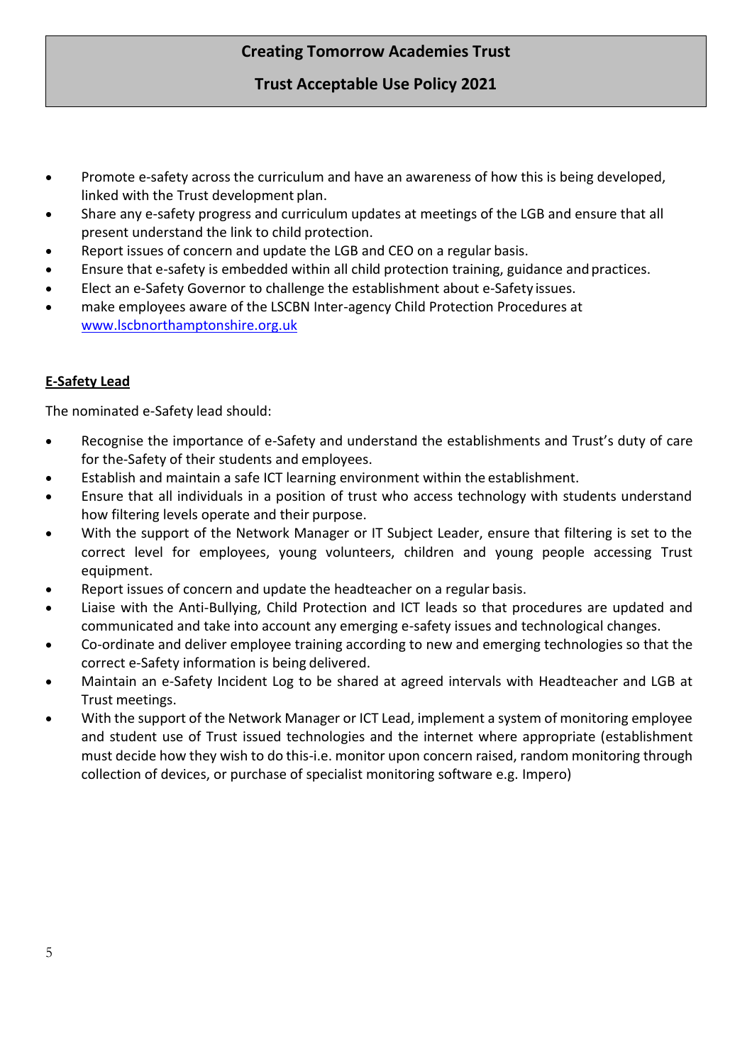- Promote e-safety across the curriculum and have an awareness of how this is being developed, linked with the Trust development plan.
- Share any e-safety progress and curriculum updates at meetings of the LGB and ensure that all present understand the link to child protection.
- Report issues of concern and update the LGB and CEO on a regular basis.
- Ensure that e-safety is embedded within all child protection training, guidance and practices.
- Elect an e-Safety Governor to challenge the establishment about e-Safety issues.
- make employees aware of the LSCBN Inter-agency Child Protection Procedures at [www.lscbnorthamptonshire.org.uk](www.lscbnorthamptonshire.org.uk)

**E-Safety Lead**

The nominated e-Safety lead should:

- Recognise the importance of e-Safety and understand the establishments and Trust's duty of care for the-Safety of their students and employees.
- Establish and maintain a safe ICT learning environment within the establishment.
- Ensure that all individuals in a position of trust who access technology with students understand how filtering levels operate and their purpose.
- With the support of the Network Manager or IT Subject Leader, ensure that filtering is set to the correct level for employees, young volunteers, children and young people accessing Trust equipment.
- Report issues of concern and update the headteacher on a regular basis.
- Liaise with the Anti-Bullying, Child Protection and ICT leads so that procedures are updated and communicated and take into account any emerging e-safety issues and technological changes.
- Co-ordinate and deliver employee training according to new and emerging technologies so that the correct e-Safety information is being delivered.
- Maintain an e-Safety Incident Log to be shared at agreed intervals with Headteacher and LGB at Trust meetings.
- With the support of the Network Manager or ICT Lead, implement a system of monitoring employee and student use of Trust issued technologies and the internet where appropriate (establishment must decide how they wish to do this-i.e. monitor upon concern raised, random monitoring through collection of devices, or purchase of specialist monitoring software e.g. Impero)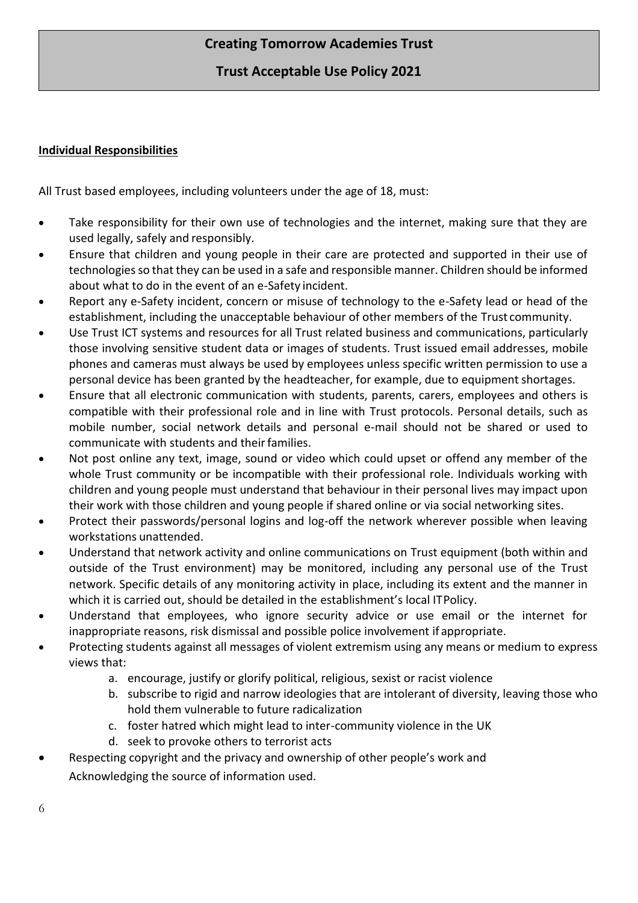# Creating Tomorrow Academies Trust

## Trust Acceptable Use Policy 2021

**Individual Responsibilities**

All Trust based employees, including volunteers under the age of 18, must:

- Take responsibility for their own use of technologies and the internet, making sure that they are used legally, safely and responsibly.
- Ensure that children and young people in their care are protected and supported in their use of technologies so that they can be used in a safe and responsible manner. Children should be informed about what to do in the event of an e-Safety incident.
- Report any e-Safety incident, concern or misuse of technology to the e-Safety lead or head of the establishment, including the unacceptable behaviour of other members of the Trust community.
- Use Trust ICT systems and resources for all Trust related business and communications, particularly those involving sensitive student data or images of students. Trust issued email addresses, mobile phones and cameras must always be used by employees unless specific written permission to use a personal device has been granted by the headteacher, for example, due to equipment shortages.
- Ensure that all electronic communication with students, parents, carers, employees and others is compatible with their professional role and in line with Trust protocols. Personal details, such as mobile number, social network details and personal e-mail should not be shared or used to communicate with students and their families.
- Not post online any text, image, sound or video which could upset or offend any member of the whole Trust community or be incompatible with their professional role. Individuals working with children and young people must understand that behaviour in their personal lives may impact upon their work with those children and young people if shared online or via social networking sites.
- Protect their passwords/personal logins and log-off the network wherever possible when leaving workstations unattended.
- Understand that network activity and online communications on Trust equipment (both within and outside of the Trust environment) may be monitored, including any personal use of the Trust network. Specific details of any monitoring activity in place, including its extent and the manner in which it is carried out, should be detailed in the establishment's local IT Policy.
- Understand that employees, who ignore security advice or use email or the internet for inappropriate reasons, risk dismissal and possible police involvement if appropriate.
- Protecting students against all messages of violent extremism using any means or medium to express views that:
    a. encourage, justify or glorify political, religious, sexist or racist violence
    b. subscribe to rigid and narrow ideologies that are intolerant of diversity, leaving those who hold them vulnerable to future radicalization
    c. foster hatred which might lead to inter-community violence in the UK
    d. seek to provoke others to terrorist acts
- Respecting copyright and the privacy and ownership of other people's work and Acknowledging the source of information used.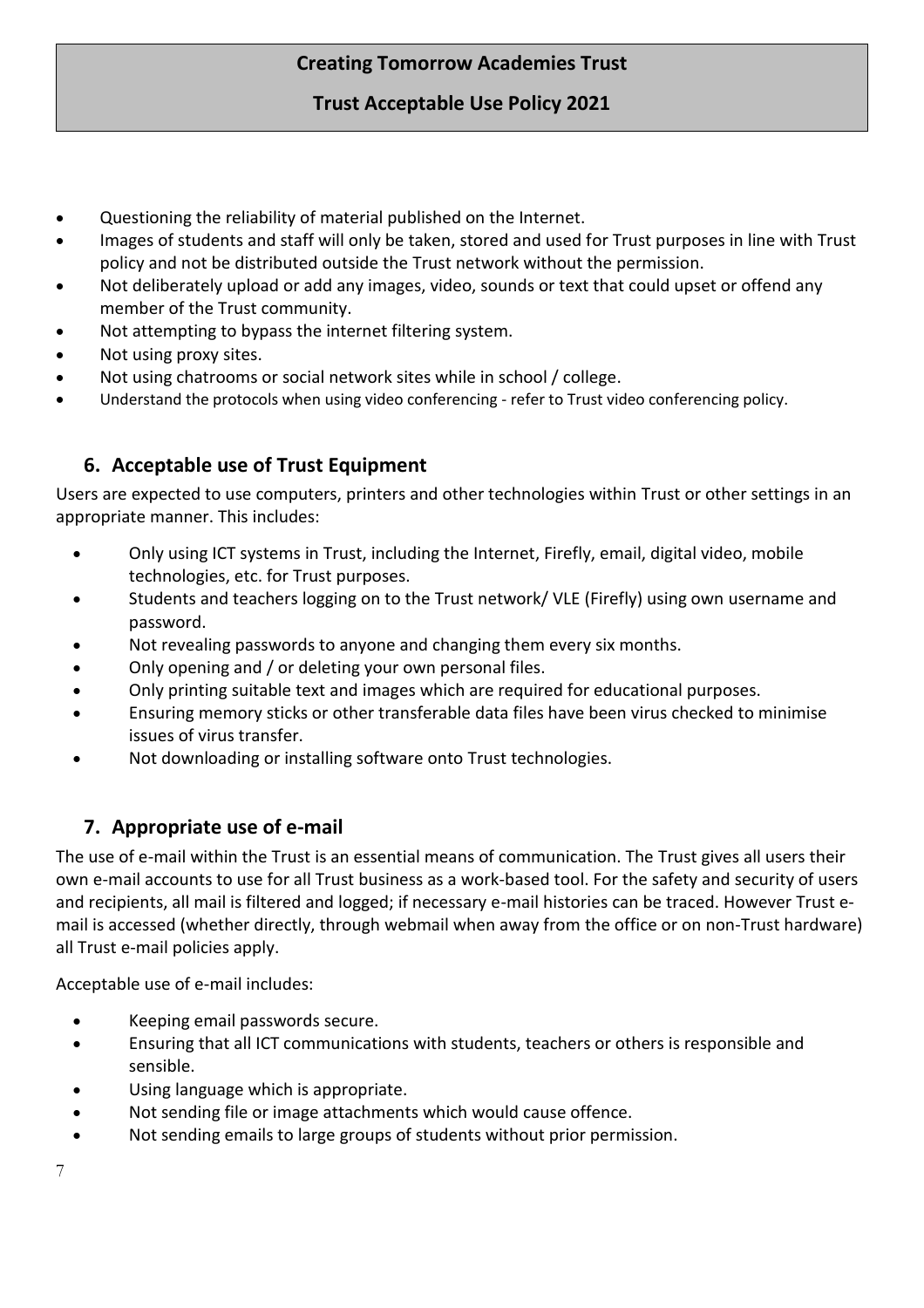- Questioning the reliability of material published on the Internet.
- Images of students and staff will only be taken, stored and used for Trust purposes in line with Trust policy and not be distributed outside the Trust network without the permission.
- Not deliberately upload or add any images, video, sounds or text that could upset or offend any member of the Trust community.
- Not attempting to bypass the internet filtering system.
- Not using proxy sites.
- Not using chatrooms or social network sites while in school / college.
- Understand the protocols when using video conferencing - refer to Trust video conferencing policy.

## 6. Acceptable use of Trust Equipment

Users are expected to use computers, printers and other technologies within Trust or other settings in an appropriate manner. This includes:

- Only using ICT systems in Trust, including the Internet, Firefly, email, digital video, mobile technologies, etc. for Trust purposes.
- Students and teachers logging on to the Trust network/ VLE (Firefly) using own username and password.
- Not revealing passwords to anyone and changing them every six months.
- Only opening and / or deleting your own personal files.
- Only printing suitable text and images which are required for educational purposes.
- Ensuring memory sticks or other transferable data files have been virus checked to minimise issues of virus transfer.
- Not downloading or installing software onto Trust technologies.

## 7. Appropriate use of e-mail

The use of e-mail within the Trust is an essential means of communication. The Trust gives all users their own e-mail accounts to use for all Trust business as a work-based tool. For the safety and security of users and recipients, all mail is filtered and logged; if necessary e-mail histories can be traced. However Trust e-mail is accessed (whether directly, through webmail when away from the office or on non-Trust hardware) all Trust e-mail policies apply.

Acceptable use of e-mail includes:

- Keeping email passwords secure.
- Ensuring that all ICT communications with students, teachers or others is responsible and sensible.
- Using language which is appropriate.
- Not sending file or image attachments which would cause offence.
- Not sending emails to large groups of students without prior permission.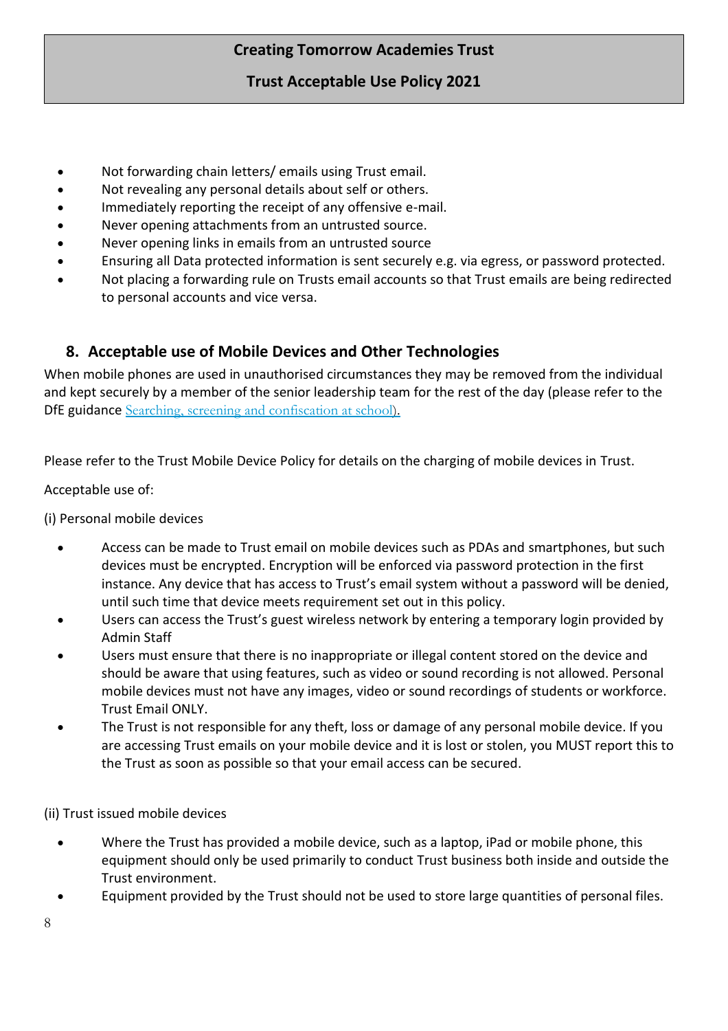- Not forwarding chain letters/ emails using Trust email.
- Not revealing any personal details about self or others.
- Immediately reporting the receipt of any offensive e-mail.
- Never opening attachments from an untrusted source.
- Never opening links in emails from an untrusted source
- Ensuring all Data protected information is sent securely e.g. via egress, or password protected.
- Not placing a forwarding rule on Trusts email accounts so that Trust emails are being redirected to personal accounts and vice versa.

## 8. Acceptable use of Mobile Devices and Other Technologies

When mobile phones are used in unauthorised circumstances they may be removed from the individual and kept securely by a member of the senior leadership team for the rest of the day (please refer to the DfE guidance Searching, screening and confiscation at school).

Please refer to the Trust Mobile Device Policy for details on the charging of mobile devices in Trust.

Acceptable use of:

(i) Personal mobile devices

- Access can be made to Trust email on mobile devices such as PDAs and smartphones, but such devices must be encrypted. Encryption will be enforced via password protection in the first instance. Any device that has access to Trust's email system without a password will be denied, until such time that device meets requirement set out in this policy.
- Users can access the Trust's guest wireless network by entering a temporary login provided by Admin Staff
- Users must ensure that there is no inappropriate or illegal content stored on the device and should be aware that using features, such as video or sound recording is not allowed. Personal mobile devices must not have any images, video or sound recordings of students or workforce. Trust Email ONLY.
- The Trust is not responsible for any theft, loss or damage of any personal mobile device. If you are accessing Trust emails on your mobile device and it is lost or stolen, you MUST report this to the Trust as soon as possible so that your email access can be secured.

(ii) Trust issued mobile devices

- Where the Trust has provided a mobile device, such as a laptop, iPad or mobile phone, this equipment should only be used primarily to conduct Trust business both inside and outside the Trust environment.
- Equipment provided by the Trust should not be used to store large quantities of personal files.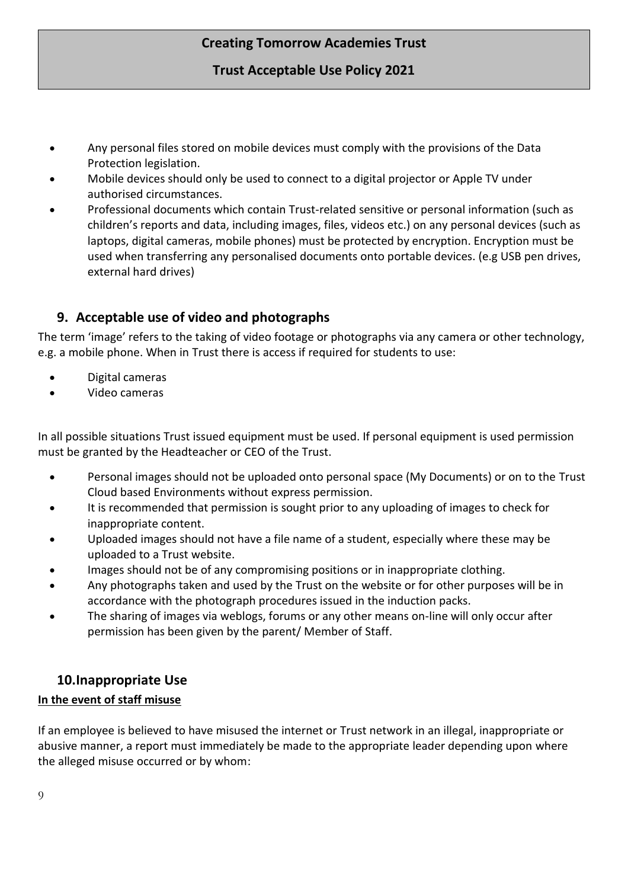- Any personal files stored on mobile devices must comply with the provisions of the Data Protection legislation.
- Mobile devices should only be used to connect to a digital projector or Apple TV under authorised circumstances.
- Professional documents which contain Trust-related sensitive or personal information (such as children's reports and data, including images, files, videos etc.) on any personal devices (such as laptops, digital cameras, mobile phones) must be protected by encryption. Encryption must be used when transferring any personalised documents onto portable devices. (e.g USB pen drives, external hard drives)

## 9. Acceptable use of video and photographs

The term 'image' refers to the taking of video footage or photographs via any camera or other technology, e.g. a mobile phone. When in Trust there is access if required for students to use:

- Digital cameras
- Video cameras

In all possible situations Trust issued equipment must be used. If personal equipment is used permission must be granted by the Headteacher or CEO of the Trust.

- Personal images should not be uploaded onto personal space (My Documents) or on to the Trust Cloud based Environments without express permission.
- It is recommended that permission is sought prior to any uploading of images to check for inappropriate content.
- Uploaded images should not have a file name of a student, especially where these may be uploaded to a Trust website.
- Images should not be of any compromising positions or in inappropriate clothing.
- Any photographs taken and used by the Trust on the website or for other purposes will be in accordance with the photograph procedures issued in the induction packs.
- The sharing of images via weblogs, forums or any other means on-line will only occur after permission has been given by the parent/ Member of Staff.

## 10. Inappropriate Use

**In the event of staff misuse**

If an employee is believed to have misused the internet or Trust network in an illegal, inappropriate or abusive manner, a report must immediately be made to the appropriate leader depending upon where the alleged misuse occurred or by whom: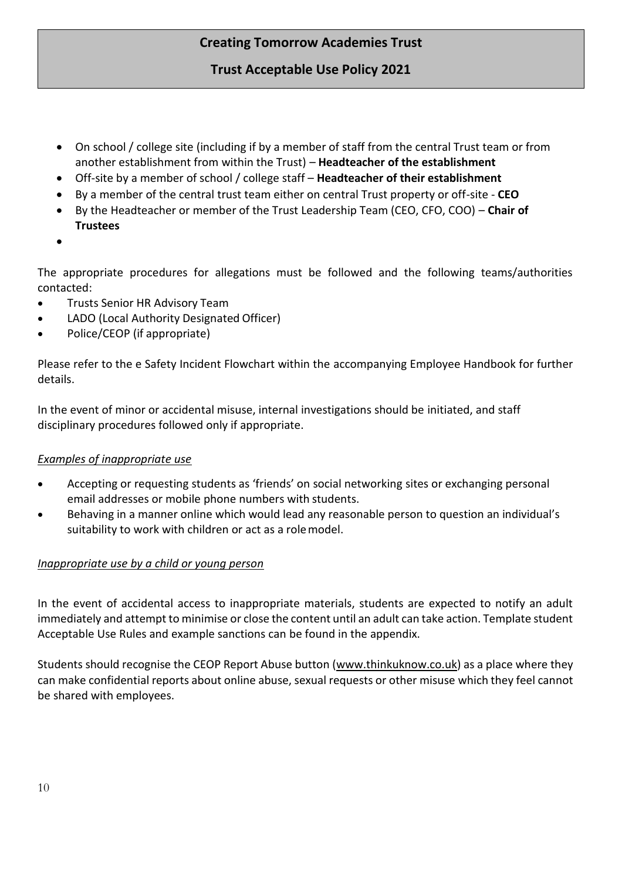- On school / college site (including if by a member of staff from the central Trust team or from another establishment from within the Trust) – **Headteacher of the establishment**
- Off-site by a member of school / college staff – **Headteacher of their establishment**
- By a member of the central trust team either on central Trust property or off-site - **CEO**
- By the Headteacher or member of the Trust Leadership Team (CEO, CFO, COO) – **Chair of Trustees**

The appropriate procedures for allegations must be followed and the following teams/authorities contacted:

- Trusts Senior HR Advisory Team
- LADO (Local Authority Designated Officer)
- Police/CEOP (if appropriate)

Please refer to the e Safety Incident Flowchart within the accompanying Employee Handbook for further details.

In the event of minor or accidental misuse, internal investigations should be initiated, and staff disciplinary procedures followed only if appropriate.

*Examples of inappropriate use*

- Accepting or requesting students as 'friends' on social networking sites or exchanging personal email addresses or mobile phone numbers with students.
- Behaving in a manner online which would lead any reasonable person to question an individual's suitability to work with children or act as a role model.

*Inappropriate use by a child or young person*

In the event of accidental access to inappropriate materials, students are expected to notify an adult immediately and attempt to minimise or close the content until an adult can take action. Template student Acceptable Use Rules and example sanctions can be found in the appendix.

Students should recognise the CEOP Report Abuse button (www.thinkuknow.co.uk) as a place where they can make confidential reports about online abuse, sexual requests or other misuse which they feel cannot be shared with employees.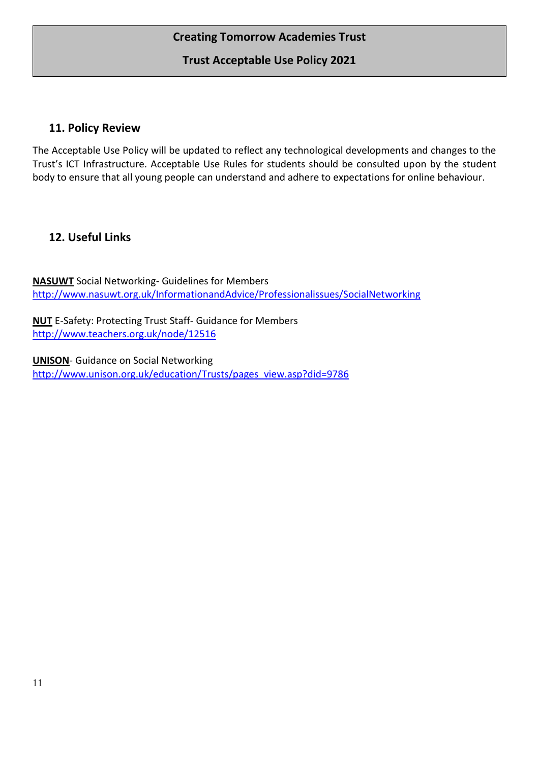## 11. Policy Review

The Acceptable Use Policy will be updated to reflect any technological developments and changes to the Trust's ICT Infrastructure. Acceptable Use Rules for students should be consulted upon by the student body to ensure that all young people can understand and adhere to expectations for online behaviour.

## 12. Useful Links

**NASUWT** Social Networking- Guidelines for Members
http://www.nasuwt.org.uk/InformationandAdvice/Professionalissues/SocialNetworking

**NUT** E-Safety: Protecting Trust Staff- Guidance for Members
http://www.teachers.org.uk/node/12516

**UNISON**- Guidance on Social Networking
http://www.unison.org.uk/education/Trusts/pages_view.asp?did=9786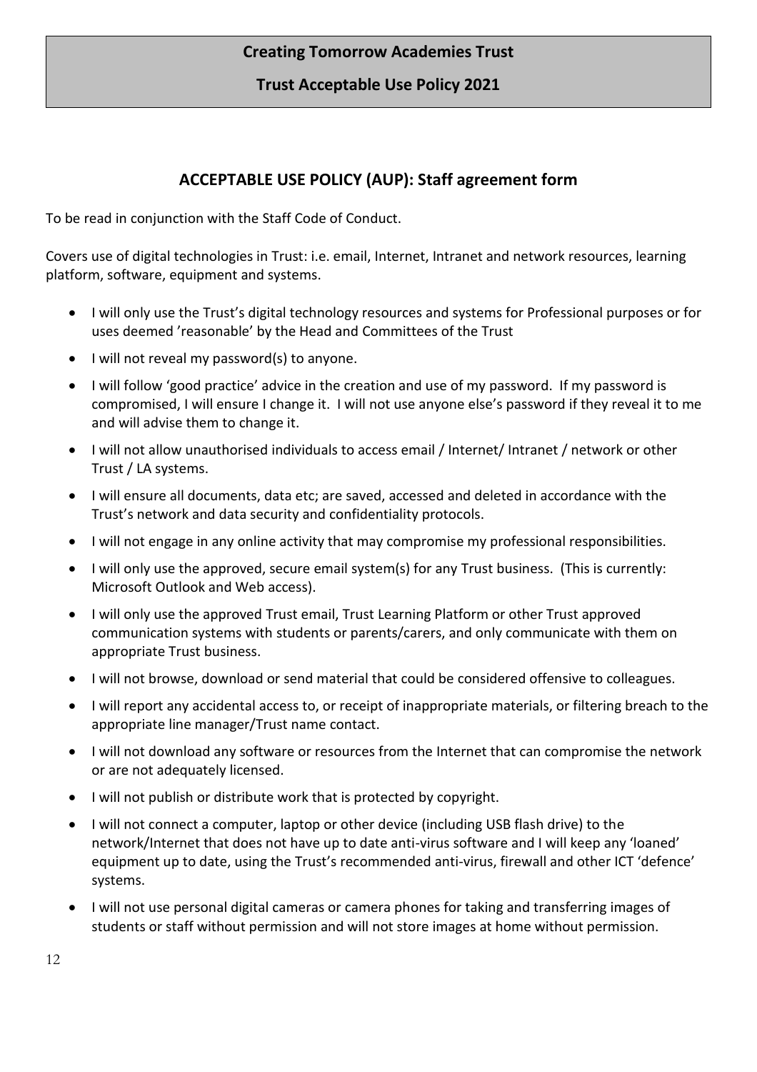**Creating Tomorrow Academies Trust**

**Trust Acceptable Use Policy 2021**

## ACCEPTABLE USE POLICY (AUP): Staff agreement form

To be read in conjunction with the Staff Code of Conduct.

Covers use of digital technologies in Trust: i.e. email, Internet, Intranet and network resources, learning platform, software, equipment and systems.

- I will only use the Trust's digital technology resources and systems for Professional purposes or for uses deemed 'reasonable' by the Head and Committees of the Trust
- I will not reveal my password(s) to anyone.
- I will follow 'good practice' advice in the creation and use of my password. If my password is compromised, I will ensure I change it. I will not use anyone else's password if they reveal it to me and will advise them to change it.
- I will not allow unauthorised individuals to access email / Internet/ Intranet / network or other Trust / LA systems.
- I will ensure all documents, data etc; are saved, accessed and deleted in accordance with the Trust's network and data security and confidentiality protocols.
- I will not engage in any online activity that may compromise my professional responsibilities.
- I will only use the approved, secure email system(s) for any Trust business. (This is currently: Microsoft Outlook and Web access).
- I will only use the approved Trust email, Trust Learning Platform or other Trust approved communication systems with students or parents/carers, and only communicate with them on appropriate Trust business.
- I will not browse, download or send material that could be considered offensive to colleagues.
- I will report any accidental access to, or receipt of inappropriate materials, or filtering breach to the appropriate line manager/Trust name contact.
- I will not download any software or resources from the Internet that can compromise the network or are not adequately licensed.
- I will not publish or distribute work that is protected by copyright.
- I will not connect a computer, laptop or other device (including USB flash drive) to the network/Internet that does not have up to date anti-virus software and I will keep any 'loaned' equipment up to date, using the Trust's recommended anti-virus, firewall and other ICT 'defence' systems.
- I will not use personal digital cameras or camera phones for taking and transferring images of students or staff without permission and will not store images at home without permission.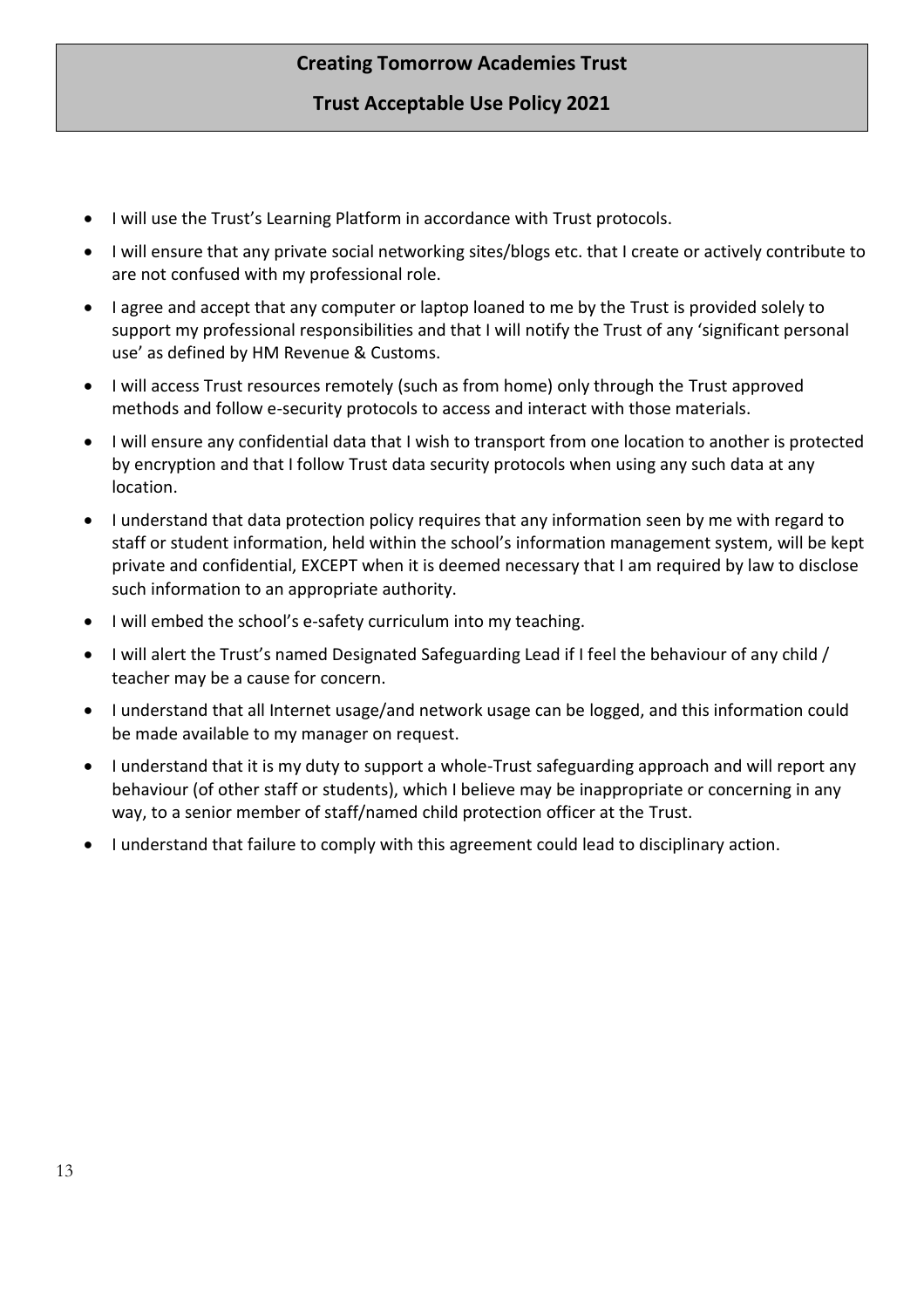- I will use the Trust's Learning Platform in accordance with Trust protocols.
- I will ensure that any private social networking sites/blogs etc. that I create or actively contribute to are not confused with my professional role.
- I agree and accept that any computer or laptop loaned to me by the Trust is provided solely to support my professional responsibilities and that I will notify the Trust of any 'significant personal use' as defined by HM Revenue & Customs.
- I will access Trust resources remotely (such as from home) only through the Trust approved methods and follow e-security protocols to access and interact with those materials.
- I will ensure any confidential data that I wish to transport from one location to another is protected by encryption and that I follow Trust data security protocols when using any such data at any location.
- I understand that data protection policy requires that any information seen by me with regard to staff or student information, held within the school's information management system, will be kept private and confidential, EXCEPT when it is deemed necessary that I am required by law to disclose such information to an appropriate authority.
- I will embed the school's e-safety curriculum into my teaching.
- I will alert the Trust's named Designated Safeguarding Lead if I feel the behaviour of any child / teacher may be a cause for concern.
- I understand that all Internet usage/and network usage can be logged, and this information could be made available to my manager on request.
- I understand that it is my duty to support a whole-Trust safeguarding approach and will report any behaviour (of other staff or students), which I believe may be inappropriate or concerning in any way, to a senior member of staff/named child protection officer at the Trust.
- I understand that failure to comply with this agreement could lead to disciplinary action.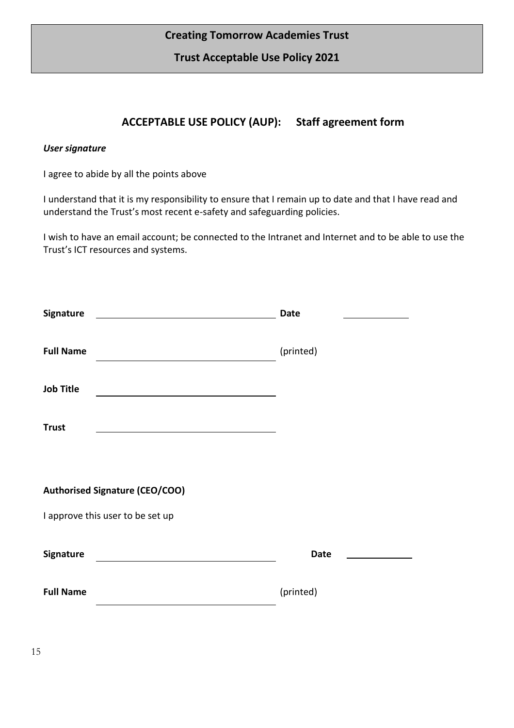## ACCEPTABLE USE POLICY (AUP): Staff agreement form

***User signature***

I agree to abide by all the points above

I understand that it is my responsibility to ensure that I remain up to date and that I have read and understand the Trust's most recent e-safety and safeguarding policies.

I wish to have an email account; be connected to the Intranet and Internet and to be able to use the Trust's ICT resources and systems.

**Signature** \_\_\_\_\_\_\_\_\_\_\_\_\_\_\_\_\_\_\_\_\_\_\_\_\_\_\_\_\_\_\_\_ **Date** \_\_\_\_\_\_\_\_\_\_\_\_

**Full Name** \_\_\_\_\_\_\_\_\_\_\_\_\_\_\_\_\_\_\_\_\_\_\_\_\_\_\_\_\_\_\_\_ (printed)

**Job Title** \_\_\_\_\_\_\_\_\_\_\_\_\_\_\_\_\_\_\_\_\_\_\_\_\_\_\_\_\_\_\_\_

**Trust** \_\_\_\_\_\_\_\_\_\_\_\_\_\_\_\_\_\_\_\_\_\_\_\_\_\_\_\_\_\_\_\_

**Authorised Signature (CEO/COO)**

I approve this user to be set up

**Signature** \_\_\_\_\_\_\_\_\_\_\_\_\_\_\_\_\_\_\_\_\_\_\_\_\_\_\_\_\_\_\_\_ **Date** \_\_\_\_\_\_\_\_\_\_\_\_

**Full Name** \_\_\_\_\_\_\_\_\_\_\_\_\_\_\_\_\_\_\_\_\_\_\_\_\_\_\_\_\_\_\_\_ (printed)